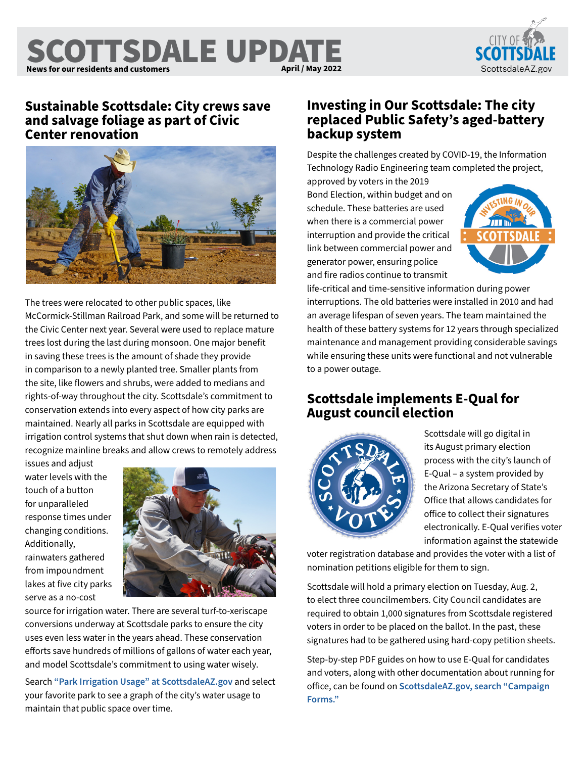# SCOTTSDALE UPDATE

**News for our residents and customers** **April / May 2022**

## Sustainable Scottsdale: City crews save and salvage foliage as part of Civic Center renovation

The trees were relocated to other public spaces, like McCormick-Stillman Railroad Park, and some will be returned to the Civic Center next year. Several were used to replace mature trees lost during the last during monsoon. One major benefit in saving these trees is the amount of shade they provide in comparison to a newly planted tree. Smaller plants from the site, like flowers and shrubs, were added to medians and rights-of-way throughout the city. Scottsdale's commitment to conservation extends into every aspect of how city parks are maintained. Nearly all parks in Scottsdale are equipped with irrigation control systems that shut down when rain is detected, recognize mainline breaks and allow crews to remotely address issues and adjust water levels with the touch of a button for unparalleled response times under changing conditions. Additionally, rainwaters gathered from impoundment lakes at five city parks serve as a no-cost source for irrigation water. There are several turf-to-xeriscape conversions underway at Scottsdale parks to ensure the city uses even less water in the years ahead. These conservation efforts save hundreds of millions of gallons of water each year, and model Scottsdale's commitment to using water wisely.

Search **"Park Irrigation Usage" at ScottsdaleAZ.gov** and select your favorite park to see a graph of the city's water usage to maintain that public space over time.

## Investing in Our Scottsdale: The city replaced Public Safety's aged-battery backup system

Despite the challenges created by COVID-19, the Information Technology Radio Engineering team completed the project, approved by voters in the 2019 Bond Election, within budget and on schedule. These batteries are used when there is a commercial power interruption and provide the critical link between commercial power and generator power, ensuring police and fire radios continue to transmit life-critical and time-sensitive information during power interruptions. The old batteries were installed in 2010 and had an average lifespan of seven years. The team maintained the health of these battery systems for 12 years through specialized maintenance and management providing considerable savings while ensuring these units were functional and not vulnerable to a power outage.

## Scottsdale implements E-Qual for August council election

Scottsdale will go digital in its August primary election process with the city's launch of E-Qual – a system provided by the Arizona Secretary of State's Office that allows candidates for office to collect their signatures electronically. E-Qual verifies voter information against the statewide voter registration database and provides the voter with a list of nomination petitions eligible for them to sign.

Scottsdale will hold a primary election on Tuesday, Aug. 2, to elect three councilmembers. City Council candidates are required to obtain 1,000 signatures from Scottsdale registered voters in order to be placed on the ballot. In the past, these signatures had to be gathered using hard-copy petition sheets.

Step-by-step PDF guides on how to use E-Qual for candidates and voters, along with other documentation about running for office, can be found on **ScottsdaleAZ.gov, search "Campaign Forms."**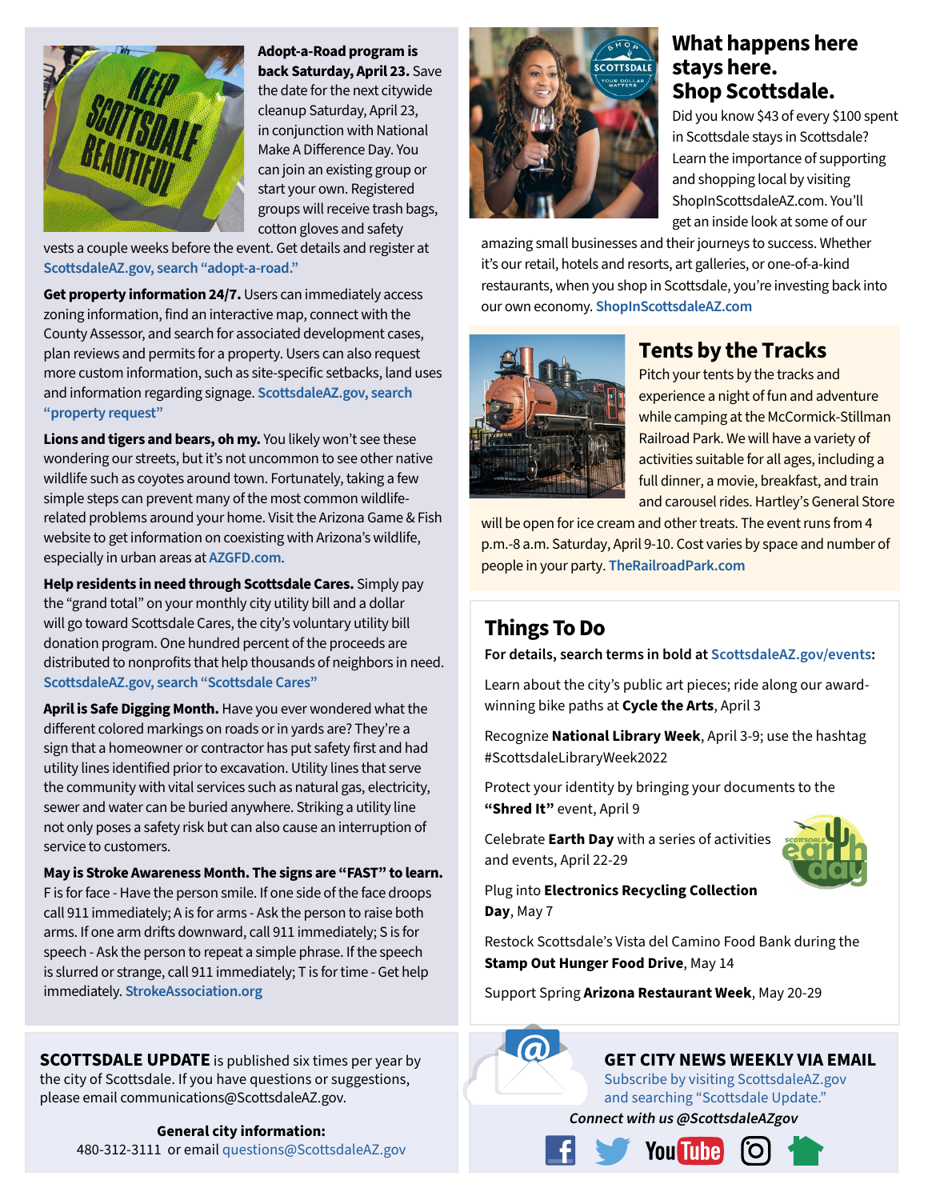**Adopt-a-Road program is back Saturday, April 23.** Save the date for the next citywide cleanup Saturday, April 23, in conjunction with National Make A Difference Day. You can join an existing group or start your own. Registered groups will receive trash bags, cotton gloves and safety vests a couple weeks before the event. Get details and register at ScottsdaleAZ.gov, search "adopt-a-road."

**Get property information 24/7.** Users can immediately access zoning information, find an interactive map, connect with the County Assessor, and search for associated development cases, plan reviews and permits for a property. Users can also request more custom information, such as site-specific setbacks, land uses and information regarding signage. ScottsdaleAZ.gov, search "property request"

**Lions and tigers and bears, oh my.** You likely won't see these wondering our streets, but it's not uncommon to see other native wildlife such as coyotes around town. Fortunately, taking a few simple steps can prevent many of the most common wildlife-related problems around your home. Visit the Arizona Game & Fish website to get information on coexisting with Arizona's wildlife, especially in urban areas at AZGFD.com.

**Help residents in need through Scottsdale Cares.** Simply pay the "grand total" on your monthly city utility bill and a dollar will go toward Scottsdale Cares, the city's voluntary utility bill donation program. One hundred percent of the proceeds are distributed to nonprofits that help thousands of neighbors in need. ScottsdaleAZ.gov, search "Scottsdale Cares"

**April is Safe Digging Month.** Have you ever wondered what the different colored markings on roads or in yards are? They're a sign that a homeowner or contractor has put safety first and had utility lines identified prior to excavation. Utility lines that serve the community with vital services such as natural gas, electricity, sewer and water can be buried anywhere. Striking a utility line not only poses a safety risk but can also cause an interruption of service to customers.

**May is Stroke Awareness Month. The signs are "FAST" to learn.** F is for face - Have the person smile. If one side of the face droops call 911 immediately; A is for arms - Ask the person to raise both arms. If one arm drifts downward, call 911 immediately; S is for speech - Ask the person to repeat a simple phrase. If the speech is slurred or strange, call 911 immediately; T is for time - Get help immediately. StrokeAssociation.org

## What happens here stays here. Shop Scottsdale.

Did you know $43 of every $100 spent in Scottsdale stays in Scottsdale? Learn the importance of supporting and shopping local by visiting ShopInScottsdaleAZ.com. You'll get an inside look at some of our amazing small businesses and their journeys to success. Whether it's our retail, hotels and resorts, art galleries, or one-of-a-kind restaurants, when you shop in Scottsdale, you're investing back into our own economy. ShopInScottsdaleAZ.com

## Tents by the Tracks

Pitch your tents by the tracks and experience a night of fun and adventure while camping at the McCormick-Stillman Railroad Park. We will have a variety of activities suitable for all ages, including a full dinner, a movie, breakfast, and train and carousel rides. Hartley's General Store will be open for ice cream and other treats. The event runs from 4 p.m.-8 a.m. Saturday, April 9-10. Cost varies by space and number of people in your party. TheRailroadPark.com

## Things To Do

**For details, search terms in bold at ScottsdaleAZ.gov/events:**

Learn about the city's public art pieces; ride along our award-winning bike paths at **Cycle the Arts**, April 3

Recognize **National Library Week**, April 3-9; use the hashtag #ScottsdaleLibraryWeek2022

Protect your identity by bringing your documents to the **"Shred It"** event, April 9

Celebrate **Earth Day** with a series of activities and events, April 22-29

Plug into **Electronics Recycling Collection Day**, May 7

Restock Scottsdale's Vista del Camino Food Bank during the **Stamp Out Hunger Food Drive**, May 14

Support Spring **Arizona Restaurant Week**, May 20-29

**SCOTTSDALE UPDATE** is published six times per year by the city of Scottsdale. If you have questions or suggestions, please email communications@ScottsdaleAZ.gov.

**General city information:**
480-312-3111 or email questions@ScottsdaleAZ.gov

**GET CITY NEWS WEEKLY VIA EMAIL**
Subscribe by visiting ScottsdaleAZ.gov and searching "Scottsdale Update."

*Connect with us @ScottsdaleAZgov*